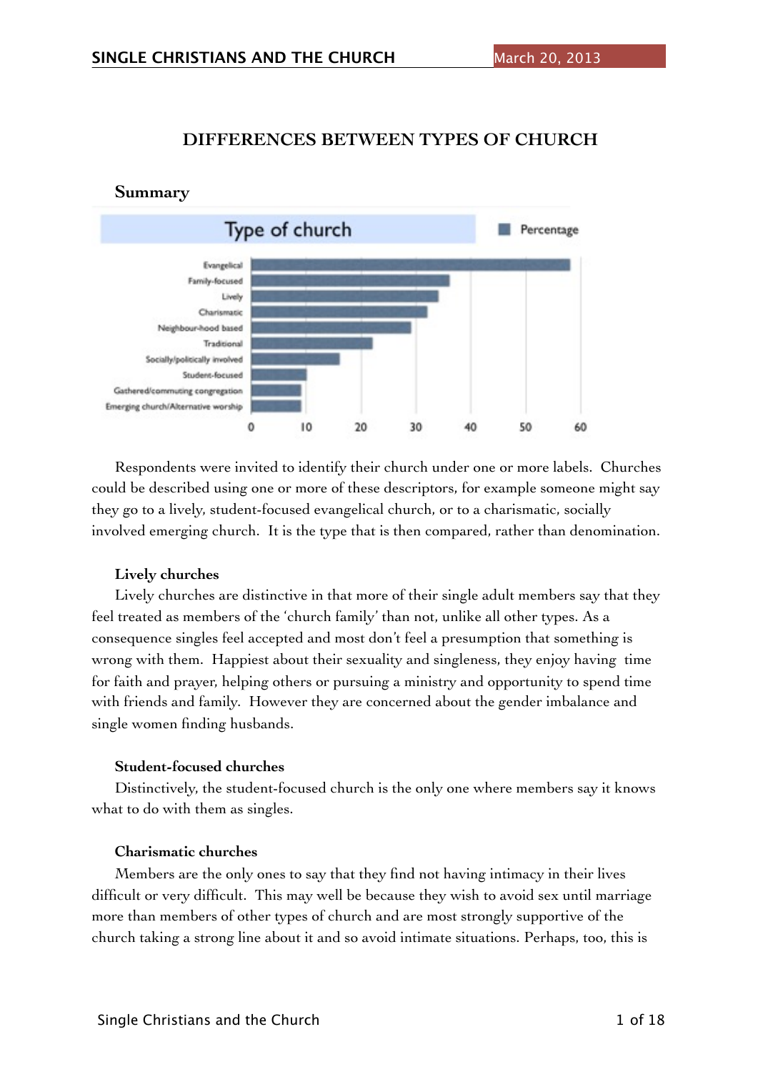# DIFFERENCES BETWEEN TYPES OF CHURCH

## Summary

Respondents were invited to identify their church under one or more labels. Churches could be described using one or more of these descriptors, for example someone might say they go to a lively, student-focused evangelical church, or to a charismatic, socially involved emerging church. It is the type that is then compared, rather than denomination.

### Lively churches

Lively churches are distinctive in that more of their single adult members say that they feel treated as members of the 'church family' than not, unlike all other types. As a consequence singles feel accepted and most don't feel a presumption that something is wrong with them. Happiest about their sexuality and singleness, they enjoy having time for faith and prayer, helping others or pursuing a ministry and opportunity to spend time with friends and family. However they are concerned about the gender imbalance and single women finding husbands.

### Student-focused churches

Distinctively, the student-focused church is the only one where members say it knows what to do with them as singles.

### Charismatic churches

Members are the only ones to say that they find not having intimacy in their lives difficult or very difficult. This may well be because they wish to avoid sex until marriage more than members of other types of church and are most strongly supportive of the church taking a strong line about it and so avoid intimate situations. Perhaps, too, this is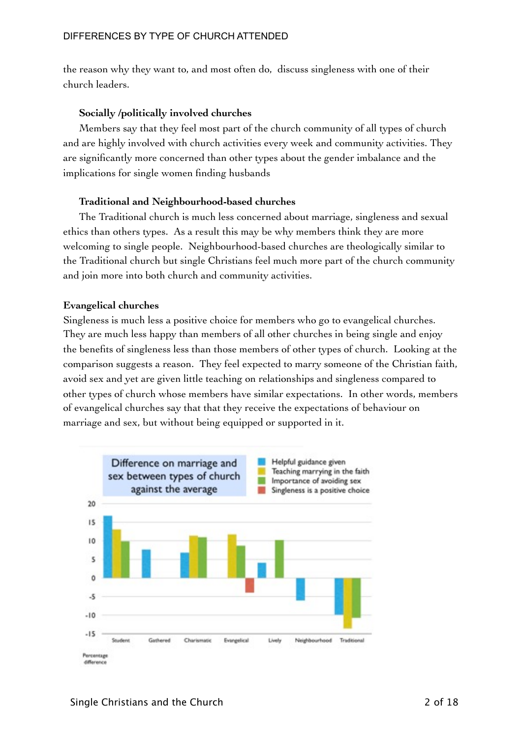the reason why they want to, and most often do,  discuss singleness with one of their church leaders.

**Socially /politically involved churches**

Members say that they feel most part of the church community of all types of church and are highly involved with church activities every week and community activities. They are significantly more concerned than other types about the gender imbalance and the implications for single women finding husbands

**Traditional and Neighbourhood-based churches**

The Traditional church is much less concerned about marriage, singleness and sexual ethics than others types.  As a result this may be why members think they are more welcoming to single people.  Neighbourhood-based churches are theologically similar to the Traditional church but single Christians feel much more part of the church community and join more into both church and community activities.

**Evangelical churches**

Singleness is much less a positive choice for members who go to evangelical churches. They are much less happy than members of all other churches in being single and enjoy the benefits of singleness less than those members of other types of church.  Looking at the comparison suggests a reason.  They feel expected to marry someone of the Christian faith, avoid sex and yet are given little teaching on relationships and singleness compared to other types of church whose members have similar expectations.  In other words, members of evangelical churches say that that they receive the expectations of behaviour on marriage and sex, but without being equipped or supported in it.

Difference on marriage and sex between types of church against the average

Legend: Helpful guidance given; Teaching marrying in the faith; Importance of avoiding sex; Singleness is a positive choice

Categories: Student, Gathered, Charismatic, Evangelical, Lively, Neighbourhood, Traditional

Percentage difference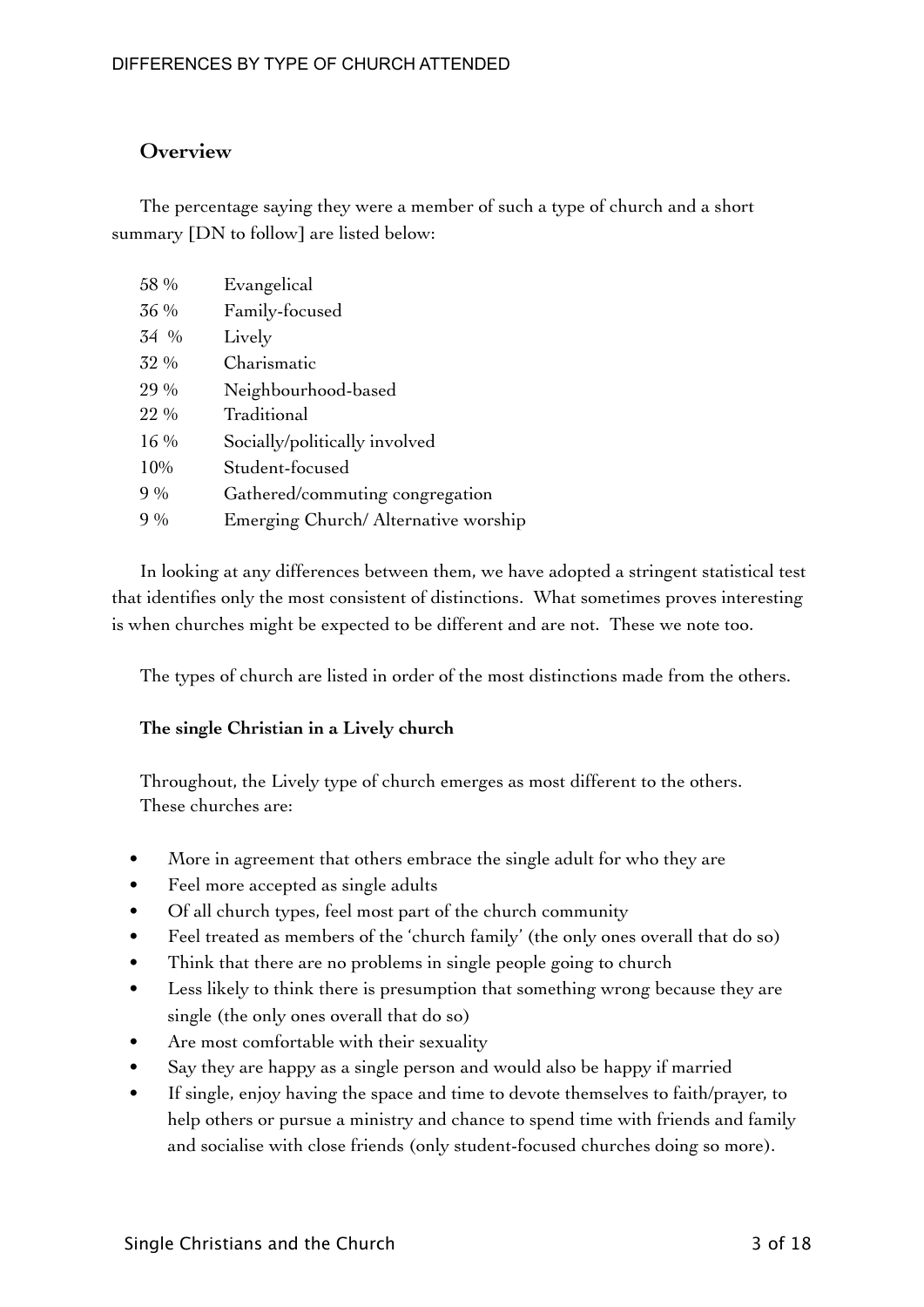## Overview

The percentage saying they were a member of such a type of church and a short summary [DN to follow] are listed below:

| | |
|---|---|
| 58 % | Evangelical |
| 36 % | Family-focused |
| 34 % | Lively |
| 32 % | Charismatic |
| 29 % | Neighbourhood-based |
| 22 % | Traditional |
| 16 % | Socially/politically involved |
| 10% | Student-focused |
| 9 % | Gathered/commuting congregation |
| 9 % | Emerging Church/ Alternative worship |

In looking at any differences between them, we have adopted a stringent statistical test that identifies only the most consistent of distinctions. What sometimes proves interesting is when churches might be expected to be different and are not. These we note too.

The types of church are listed in order of the most distinctions made from the others.

**The single Christian in a Lively church**

Throughout, the Lively type of church emerges as most different to the others. These churches are:

- More in agreement that others embrace the single adult for who they are
- Feel more accepted as single adults
- Of all church types, feel most part of the church community
- Feel treated as members of the 'church family' (the only ones overall that do so)
- Think that there are no problems in single people going to church
- Less likely to think there is presumption that something wrong because they are single (the only ones overall that do so)
- Are most comfortable with their sexuality
- Say they are happy as a single person and would also be happy if married
- If single, enjoy having the space and time to devote themselves to faith/prayer, to help others or pursue a ministry and chance to spend time with friends and family and socialise with close friends (only student-focused churches doing so more).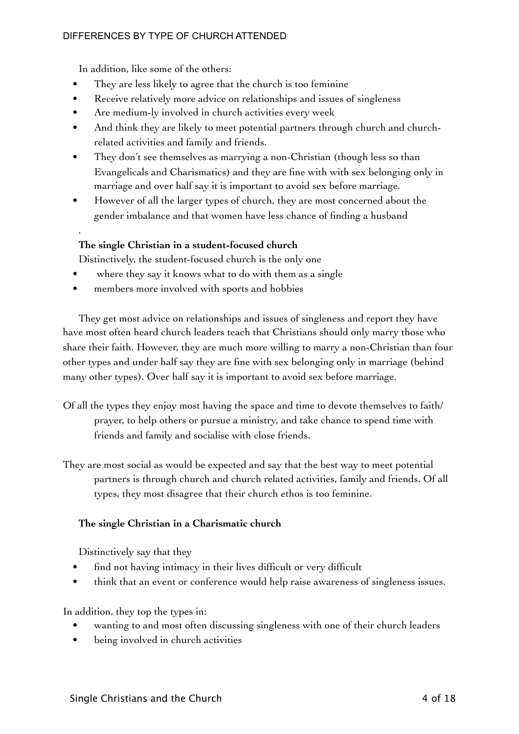In addition, like some of the others:

- They are less likely to agree that the church is too feminine
- Receive relatively more advice on relationships and issues of singleness
- Are medium-ly involved in church activities every week
- And think they are likely to meet potential partners through church and church-related activities and family and friends.
- They don't see themselves as marrying a non-Christian (though less so than Evangelicals and Charismatics) and they are fine with with sex belonging only in marriage and over half say it is important to avoid sex before marriage.
- However of all the larger types of church, they are most concerned about the gender imbalance and that women have less chance of finding a husband

.

**The single Christian in a student-focused church**

Distinctively, the student-focused church is the only one

- where they say it knows what to do with them as a single
- members more involved with sports and hobbies

They get most advice on relationships and issues of singleness and report they have have most often heard church leaders teach that Christians should only marry those who share their faith. However, they are much more willing to marry a non-Christian than four other types and under half say they are fine with sex belonging only in marriage (behind many other types). Over half say it is important to avoid sex before marriage.

Of all the types they enjoy most having the space and time to devote themselves to faith/prayer, to help others or pursue a ministry, and take chance to spend time with friends and family and socialise with close friends.

They are most social as would be expected and say that the best way to meet potential partners is through church and church related activities, family and friends. Of all types, they most disagree that their church ethos is too feminine.

**The single Christian in a Charismatic church**

Distinctively say that they

- find not having intimacy in their lives difficult or very difficult
- think that an event or conference would help raise awareness of singleness issues.

In addition, they top the types in:

- wanting to and most often discussing singleness with one of their church leaders
- being involved in church activities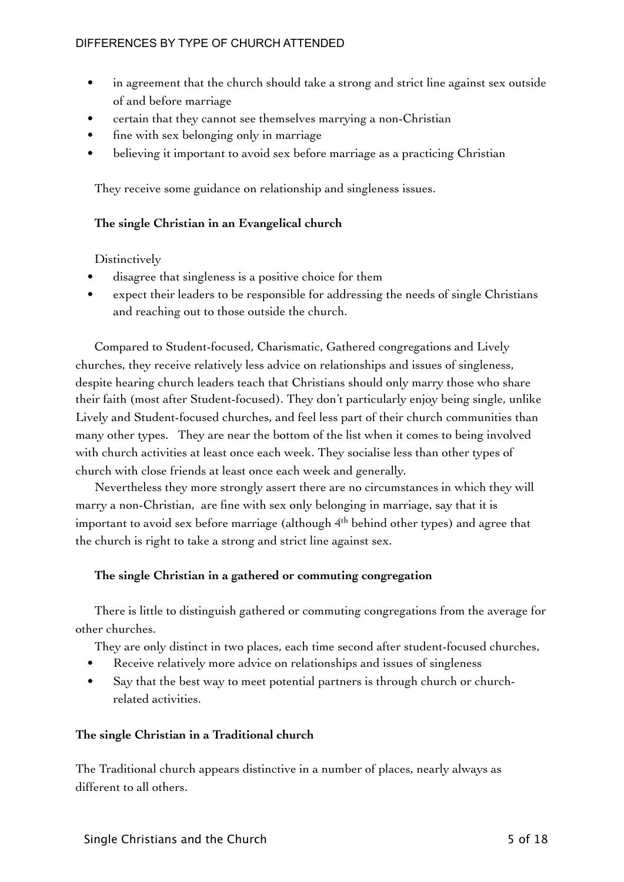- in agreement that the church should take a strong and strict line against sex outside of and before marriage
- certain that they cannot see themselves marrying a non-Christian
- fine with sex belonging only in marriage
- believing it important to avoid sex before marriage as a practicing Christian

They receive some guidance on relationship and singleness issues.

**The single Christian in an Evangelical church**

Distinctively

- disagree that singleness is a positive choice for them
- expect their leaders to be responsible for addressing the needs of single Christians and reaching out to those outside the church.

Compared to Student-focused, Charismatic, Gathered congregations and Lively churches, they receive relatively less advice on relationships and issues of singleness, despite hearing church leaders teach that Christians should only marry those who share their faith (most after Student-focused). They don't particularly enjoy being single, unlike Lively and Student-focused churches, and feel less part of their church communities than many other types. They are near the bottom of the list when it comes to being involved with church activities at least once each week. They socialise less than other types of church with close friends at least once each week and generally.

Nevertheless they more strongly assert there are no circumstances in which they will marry a non-Christian, are fine with sex only belonging in marriage, say that it is important to avoid sex before marriage (although 4th behind other types) and agree that the church is right to take a strong and strict line against sex.

**The single Christian in a gathered or commuting congregation**

There is little to distinguish gathered or commuting congregations from the average for other churches.

They are only distinct in two places, each time second after student-focused churches,

- Receive relatively more advice on relationships and issues of singleness
- Say that the best way to meet potential partners is through church or church-related activities.

**The single Christian in a Traditional church**

The Traditional church appears distinctive in a number of places, nearly always as different to all others.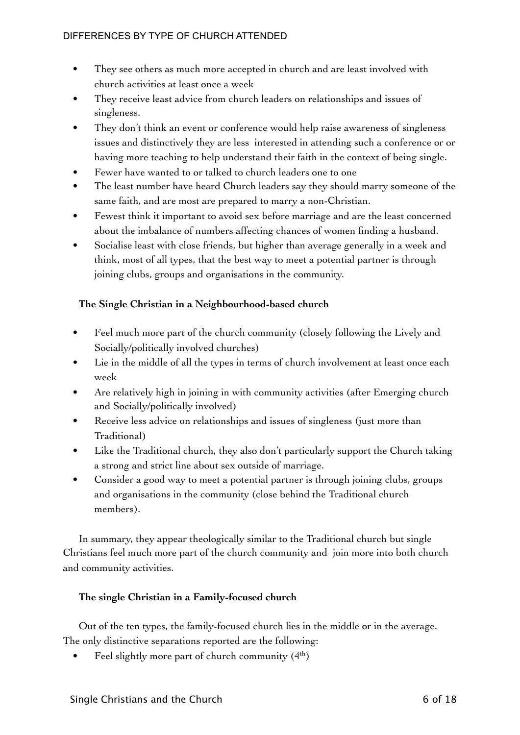- They see others as much more accepted in church and are least involved with church activities at least once a week
- They receive least advice from church leaders on relationships and issues of singleness.
- They don't think an event or conference would help raise awareness of singleness issues and distinctively they are less interested in attending such a conference or or having more teaching to help understand their faith in the context of being single.
- Fewer have wanted to or talked to church leaders one to one
- The least number have heard Church leaders say they should marry someone of the same faith, and are most are prepared to marry a non-Christian.
- Fewest think it important to avoid sex before marriage and are the least concerned about the imbalance of numbers affecting chances of women finding a husband.
- Socialise least with close friends, but higher than average generally in a week and think, most of all types, that the best way to meet a potential partner is through joining clubs, groups and organisations in the community.

**The Single Christian in a Neighbourhood-based church**

- Feel much more part of the church community (closely following the Lively and Socially/politically involved churches)
- Lie in the middle of all the types in terms of church involvement at least once each week
- Are relatively high in joining in with community activities (after Emerging church and Socially/politically involved)
- Receive less advice on relationships and issues of singleness (just more than Traditional)
- Like the Traditional church, they also don't particularly support the Church taking a strong and strict line about sex outside of marriage.
- Consider a good way to meet a potential partner is through joining clubs, groups and organisations in the community (close behind the Traditional church members).

In summary, they appear theologically similar to the Traditional church but single Christians feel much more part of the church community and join more into both church and community activities.

**The single Christian in a Family-focused church**

Out of the ten types, the family-focused church lies in the middle or in the average. The only distinctive separations reported are the following:

- Feel slightly more part of church community (4th)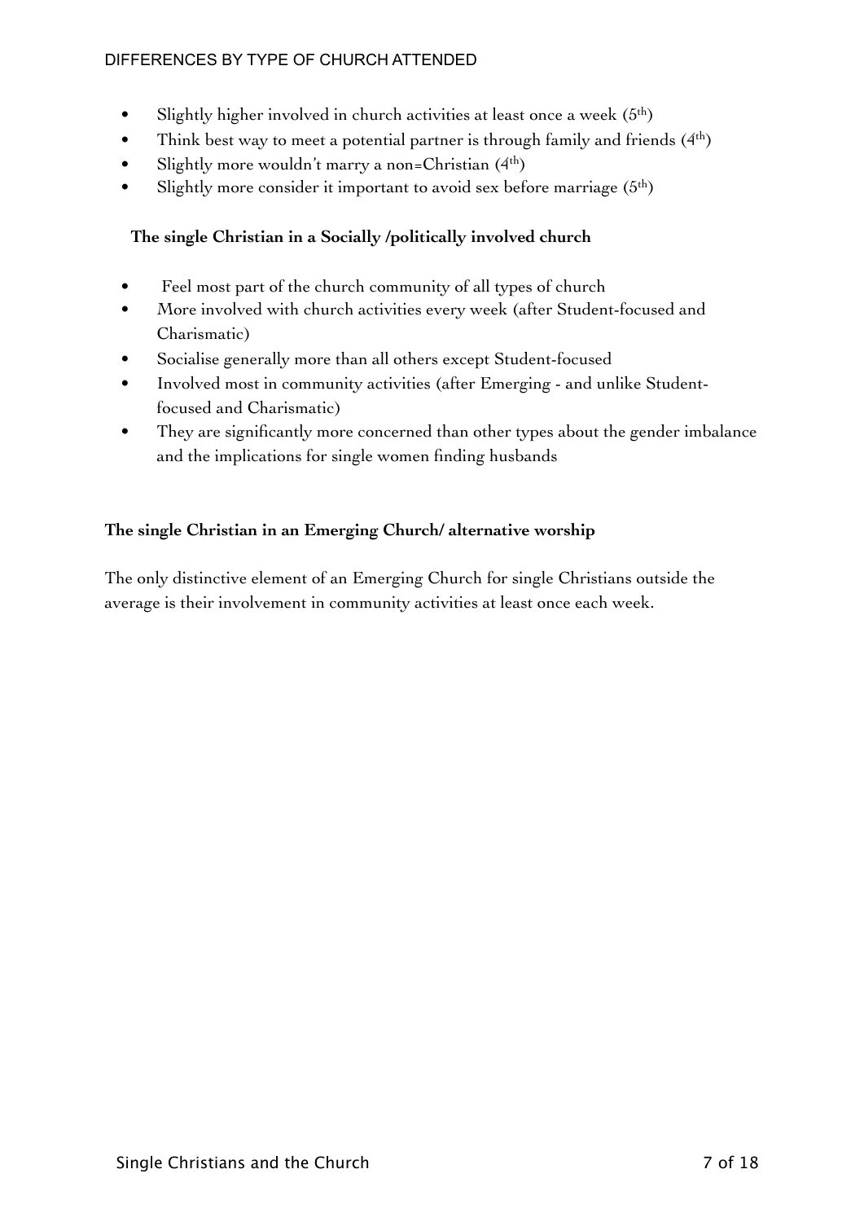- Slightly higher involved in church activities at least once a week (5th)
- Think best way to meet a potential partner is through family and friends (4th)
- Slightly more wouldn't marry a non=Christian (4th)
- Slightly more consider it important to avoid sex before marriage (5th)

**The single Christian in a Socially /politically involved church**

- Feel most part of the church community of all types of church
- More involved with church activities every week (after Student-focused and Charismatic)
- Socialise generally more than all others except Student-focused
- Involved most in community activities (after Emerging - and unlike Student-focused and Charismatic)
- They are significantly more concerned than other types about the gender imbalance and the implications for single women finding husbands

**The single Christian in an Emerging Church/ alternative worship**

The only distinctive element of an Emerging Church for single Christians outside the average is their involvement in community activities at least once each week.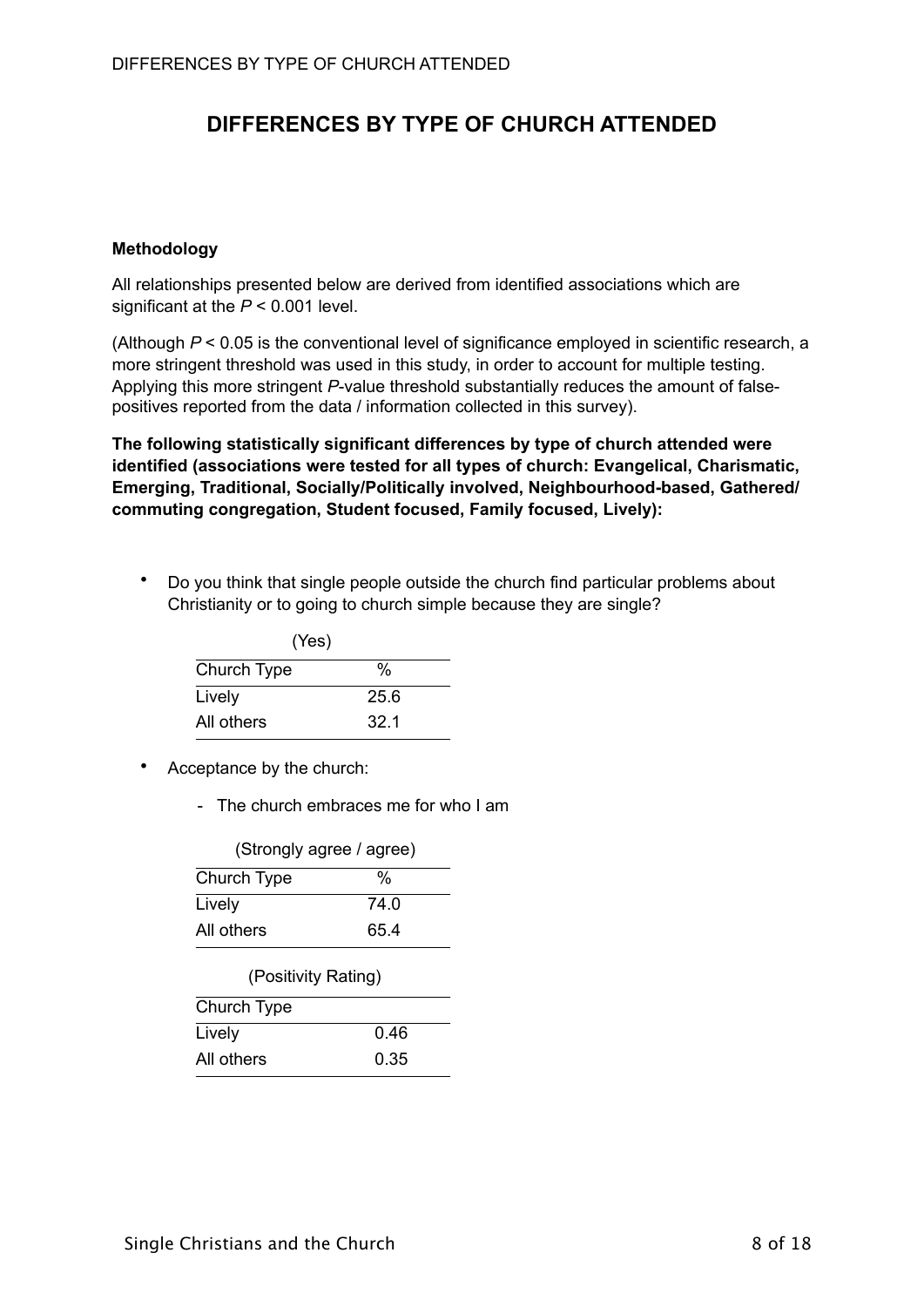# DIFFERENCES BY TYPE OF CHURCH ATTENDED

**Methodology**

All relationships presented below are derived from identified associations which are significant at the $P < 0.001$ level.

(Although $P < 0.05$ is the conventional level of significance employed in scientific research, a more stringent threshold was used in this study, in order to account for multiple testing. Applying this more stringent *P*-value threshold substantially reduces the amount of false-positives reported from the data / information collected in this survey).

**The following statistically significant differences by type of church attended were identified (associations were tested for all types of church: Evangelical, Charismatic, Emerging, Traditional, Socially/Politically involved, Neighbourhood-based, Gathered/ commuting congregation, Student focused, Family focused, Lively):**

- Do you think that single people outside the church find particular problems about Christianity or to going to church simple because they are single?

(Yes)

| Church Type | % |
|---|---|
| Lively | 25.6 |
| All others | 32.1 |

- Acceptance by the church:
  - The church embraces me for who I am

(Strongly agree / agree)

| Church Type | % |
|---|---|
| Lively | 74.0 |
| All others | 65.4 |

(Positivity Rating)

| Church Type | |
|---|---|
| Lively | 0.46 |
| All others | 0.35 |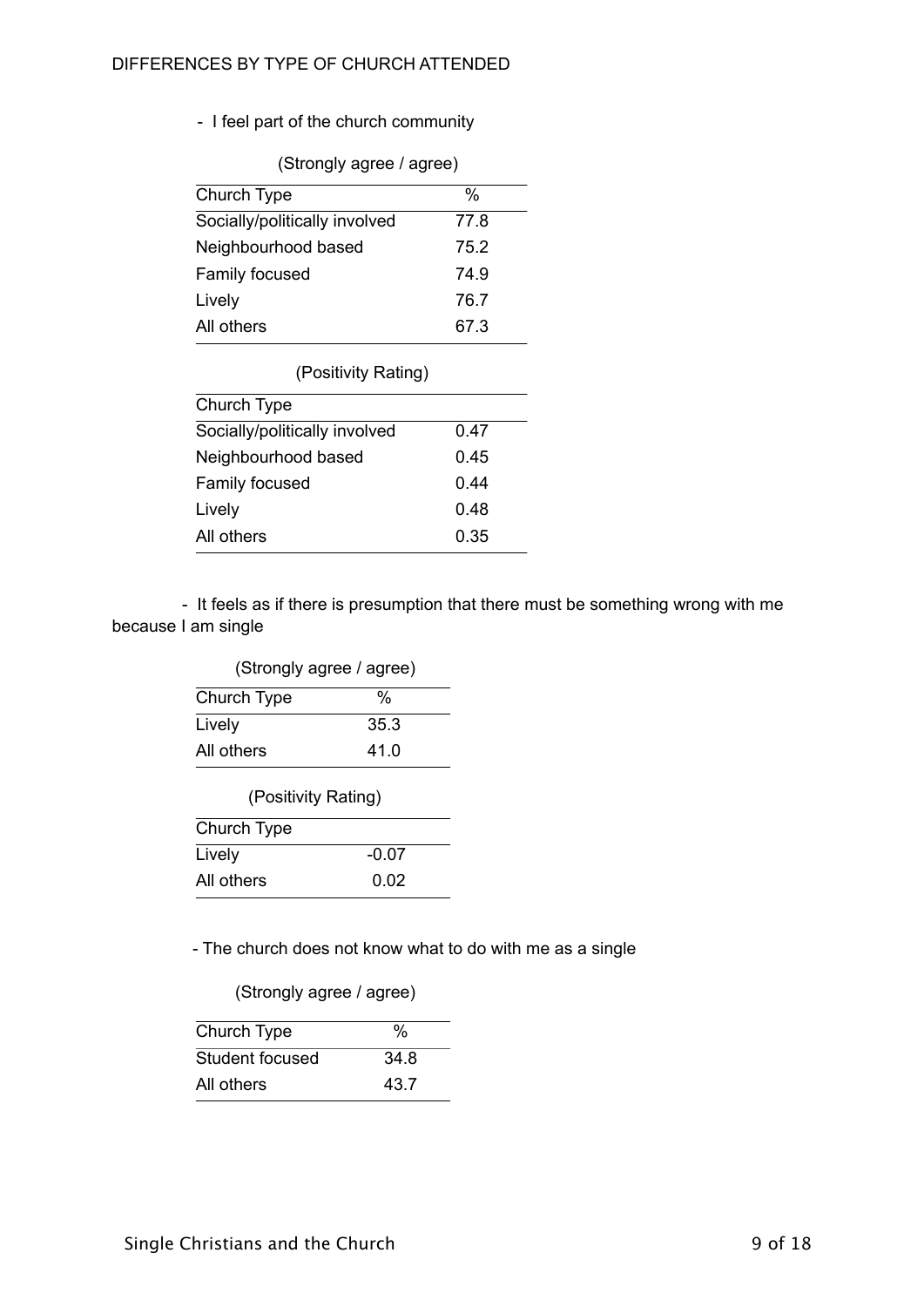DIFFERENCES BY TYPE OF CHURCH ATTENDED

- I feel part of the church community

(Strongly agree / agree)

| Church Type | % |
|---|---|
| Socially/politically involved | 77.8 |
| Neighbourhood based | 75.2 |
| Family focused | 74.9 |
| Lively | 76.7 |
| All others | 67.3 |

(Positivity Rating)

| Church Type | |
|---|---|
| Socially/politically involved | 0.47 |
| Neighbourhood based | 0.45 |
| Family focused | 0.44 |
| Lively | 0.48 |
| All others | 0.35 |

- It feels as if there is presumption that there must be something wrong with me because I am single

(Strongly agree / agree)

| Church Type | % |
|---|---|
| Lively | 35.3 |
| All others | 41.0 |

(Positivity Rating)

| Church Type | |
|---|---|
| Lively | -0.07 |
| All others | 0.02 |

- The church does not know what to do with me as a single

(Strongly agree / agree)

| Church Type | % |
|---|---|
| Student focused | 34.8 |
| All others | 43.7 |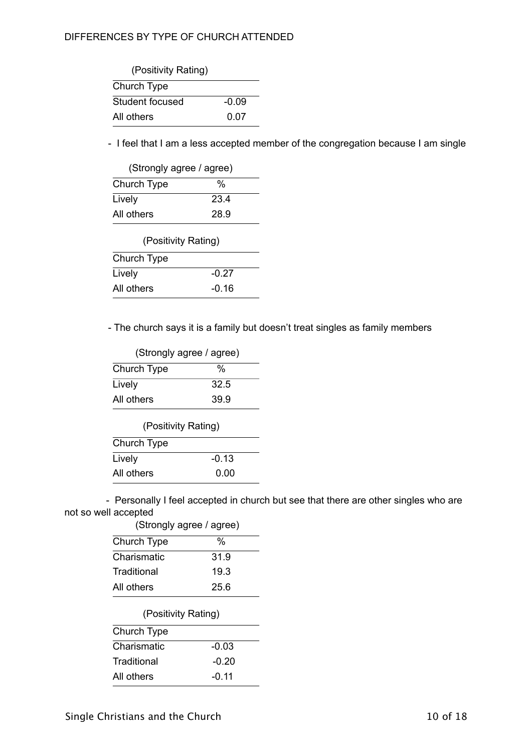DIFFERENCES BY TYPE OF CHURCH ATTENDED

(Positivity Rating)

| Church Type | |
|---|---|
| Student focused | -0.09 |
| All others | 0.07 |

- I feel that I am a less accepted member of the congregation because I am single

(Strongly agree / agree)

| Church Type | % |
|---|---|
| Lively | 23.4 |
| All others | 28.9 |

(Positivity Rating)

| Church Type | |
|---|---|
| Lively | -0.27 |
| All others | -0.16 |

- The church says it is a family but doesn't treat singles as family members

(Strongly agree / agree)

| Church Type | % |
|---|---|
| Lively | 32.5 |
| All others | 39.9 |

(Positivity Rating)

| Church Type | |
|---|---|
| Lively | -0.13 |
| All others | 0.00 |

- Personally I feel accepted in church but see that there are other singles who are not so well accepted

(Strongly agree / agree)

| Church Type | % |
|---|---|
| Charismatic | 31.9 |
| Traditional | 19.3 |
| All others | 25.6 |

(Positivity Rating)

| Church Type | |
|---|---|
| Charismatic | -0.03 |
| Traditional | -0.20 |
| All others | -0.11 |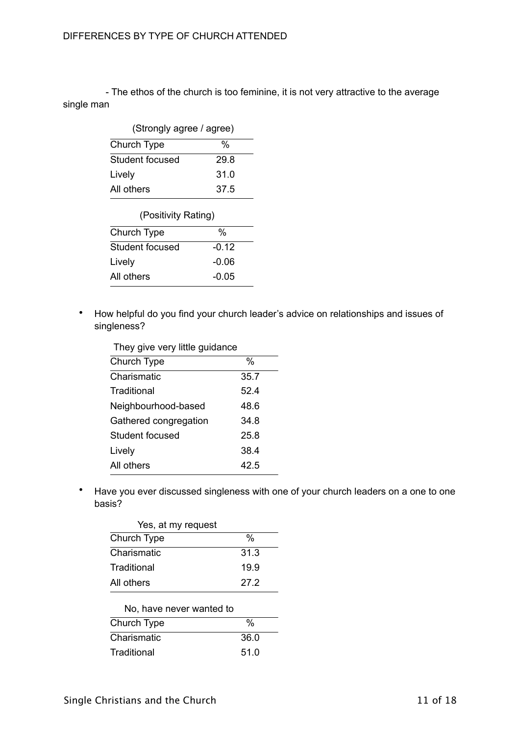- The ethos of the church is too feminine, it is not very attractive to the average single man

(Strongly agree / agree)

| Church Type | % |
|---|---|
| Student focused | 29.8 |
| Lively | 31.0 |
| All others | 37.5 |

(Positivity Rating)

| Church Type | % |
|---|---|
| Student focused | -0.12 |
| Lively | -0.06 |
| All others | -0.05 |

- How helpful do you find your church leader's advice on relationships and issues of singleness?

They give very little guidance

| Church Type | % |
|---|---|
| Charismatic | 35.7 |
| Traditional | 52.4 |
| Neighbourhood-based | 48.6 |
| Gathered congregation | 34.8 |
| Student focused | 25.8 |
| Lively | 38.4 |
| All others | 42.5 |

- Have you ever discussed singleness with one of your church leaders on a one to one basis?

Yes, at my request

| Church Type | % |
|---|---|
| Charismatic | 31.3 |
| Traditional | 19.9 |
| All others | 27.2 |

No, have never wanted to

| Church Type | % |
|---|---|
| Charismatic | 36.0 |
| Traditional | 51.0 |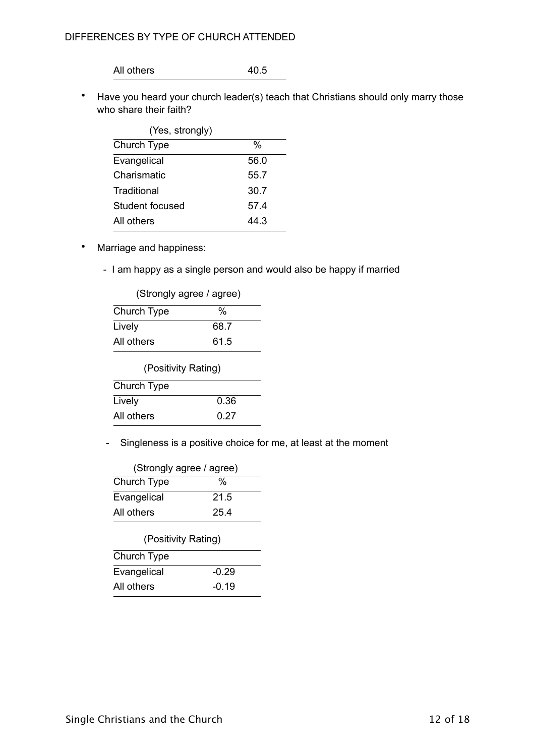| All others | 40.5 |
|---|---|

- Have you heard your church leader(s) teach that Christians should only marry those who share their faith?

(Yes, strongly)

| Church Type | % |
|---|---|
| Evangelical | 56.0 |
| Charismatic | 55.7 |
| Traditional | 30.7 |
| Student focused | 57.4 |
| All others | 44.3 |

- Marriage and happiness:

  - I am happy as a single person and would also be happy if married

(Strongly agree / agree)

| Church Type | % |
|---|---|
| Lively | 68.7 |
| All others | 61.5 |

(Positivity Rating)

| Church Type | |
|---|---|
| Lively | 0.36 |
| All others | 0.27 |

  - Singleness is a positive choice for me, at least at the moment

(Strongly agree / agree)

| Church Type | % |
|---|---|
| Evangelical | 21.5 |
| All others | 25.4 |

(Positivity Rating)

| Church Type | |
|---|---|
| Evangelical | -0.29 |
| All others | -0.19 |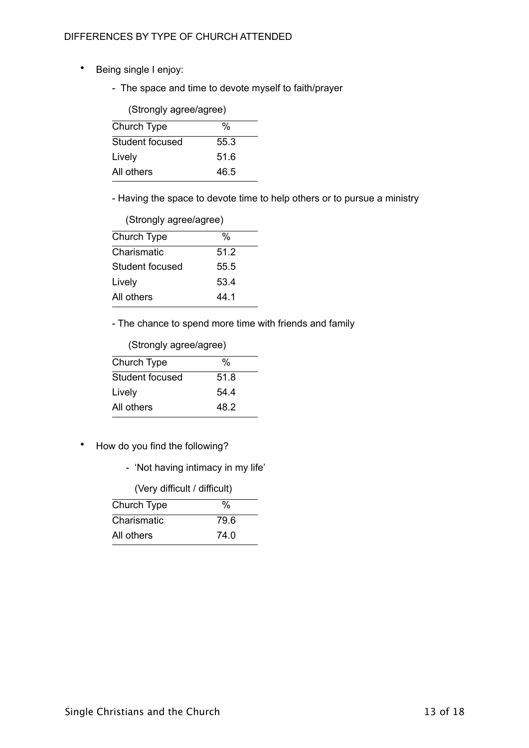DIFFERENCES BY TYPE OF CHURCH ATTENDED

- Being single I enjoy:
  - The space and time to devote myself to faith/prayer

(Strongly agree/agree)

| Church Type | % |
|---|---|
| Student focused | 55.3 |
| Lively | 51.6 |
| All others | 46.5 |

  - Having the space to devote time to help others or to pursue a ministry

(Strongly agree/agree)

| Church Type | % |
|---|---|
| Charismatic | 51.2 |
| Student focused | 55.5 |
| Lively | 53.4 |
| All others | 44.1 |

  - The chance to spend more time with friends and family

(Strongly agree/agree)

| Church Type | % |
|---|---|
| Student focused | 51.8 |
| Lively | 54.4 |
| All others | 48.2 |

- How do you find the following?
  - 'Not having intimacy in my life'

(Very difficult / difficult)

| Church Type | % |
|---|---|
| Charismatic | 79.6 |
| All others | 74.0 |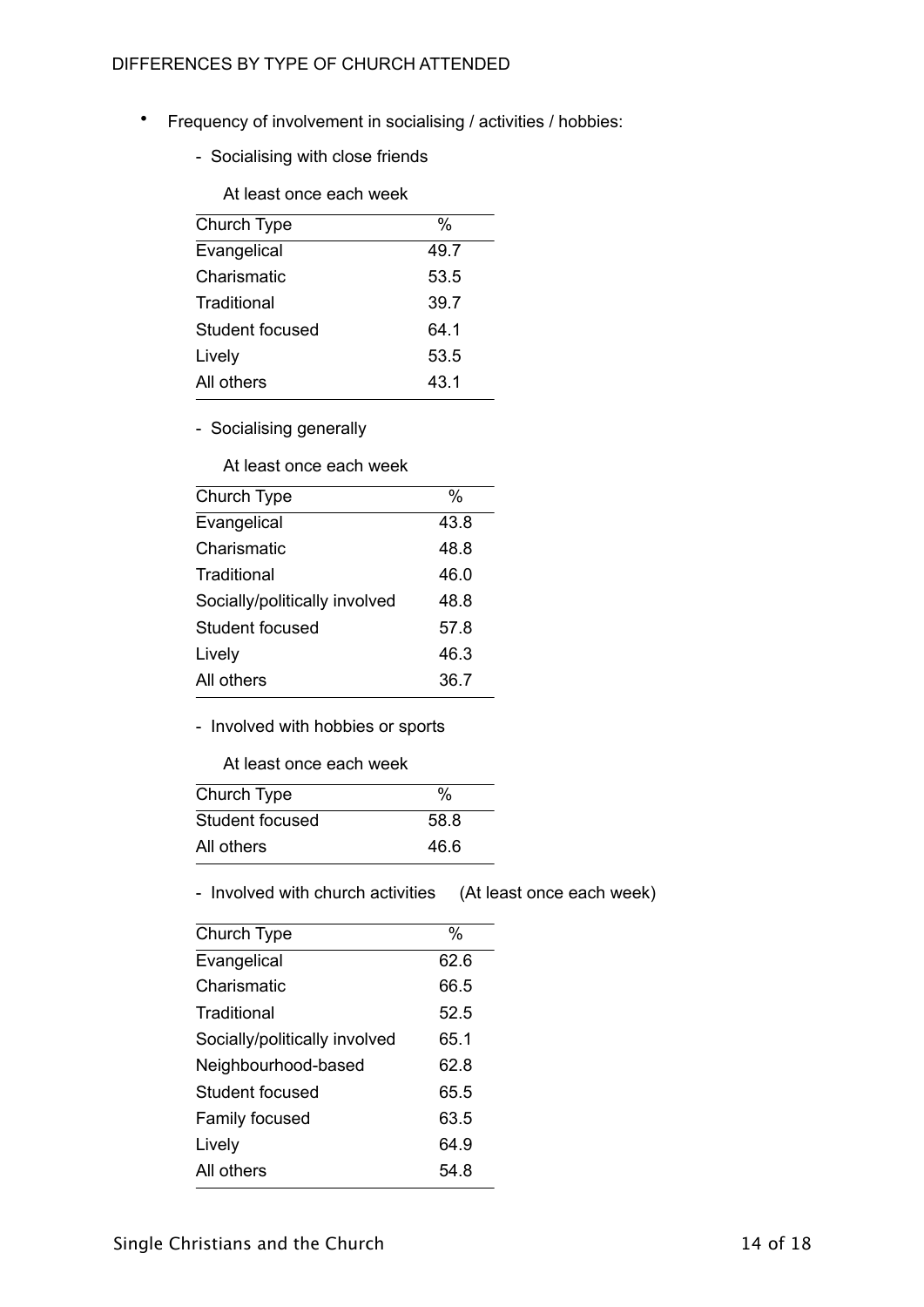DIFFERENCES BY TYPE OF CHURCH ATTENDED

- Frequency of involvement in socialising / activities / hobbies:

  - Socialising with close friends

    At least once each week

| Church Type | % |
|---|---|
| Evangelical | 49.7 |
| Charismatic | 53.5 |
| Traditional | 39.7 |
| Student focused | 64.1 |
| Lively | 53.5 |
| All others | 43.1 |

  - Socialising generally

    At least once each week

| Church Type | % |
|---|---|
| Evangelical | 43.8 |
| Charismatic | 48.8 |
| Traditional | 46.0 |
| Socially/politically involved | 48.8 |
| Student focused | 57.8 |
| Lively | 46.3 |
| All others | 36.7 |

  - Involved with hobbies or sports

    At least once each week

| Church Type | % |
|---|---|
| Student focused | 58.8 |
| All others | 46.6 |

  - Involved with church activities (At least once each week)

| Church Type | % |
|---|---|
| Evangelical | 62.6 |
| Charismatic | 66.5 |
| Traditional | 52.5 |
| Socially/politically involved | 65.1 |
| Neighbourhood-based | 62.8 |
| Student focused | 65.5 |
| Family focused | 63.5 |
| Lively | 64.9 |
| All others | 54.8 |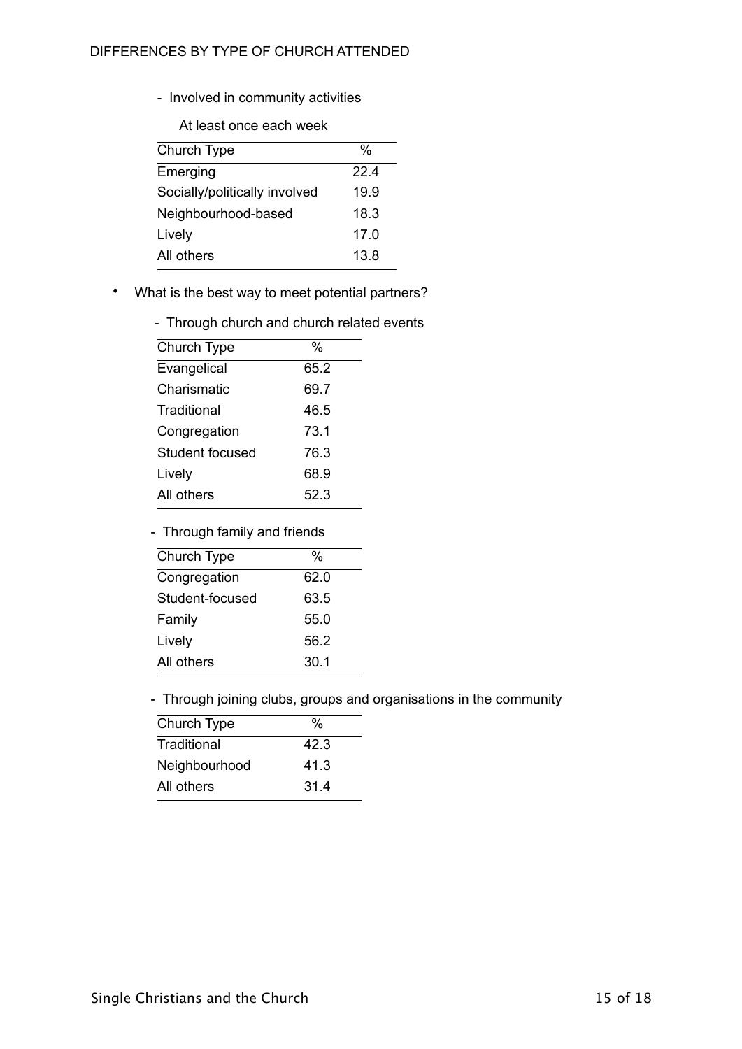DIFFERENCES BY TYPE OF CHURCH ATTENDED

- Involved in community activities

  At least once each week

| Church Type | % |
|---|---|
| Emerging | 22.4 |
| Socially/politically involved | 19.9 |
| Neighbourhood-based | 18.3 |
| Lively | 17.0 |
| All others | 13.8 |

- What is the best way to meet potential partners?

  - Through church and church related events

| Church Type | % |
|---|---|
| Evangelical | 65.2 |
| Charismatic | 69.7 |
| Traditional | 46.5 |
| Congregation | 73.1 |
| Student focused | 76.3 |
| Lively | 68.9 |
| All others | 52.3 |

  - Through family and friends

| Church Type | % |
|---|---|
| Congregation | 62.0 |
| Student-focused | 63.5 |
| Family | 55.0 |
| Lively | 56.2 |
| All others | 30.1 |

  - Through joining clubs, groups and organisations in the community

| Church Type | % |
|---|---|
| Traditional | 42.3 |
| Neighbourhood | 41.3 |
| All others | 31.4 |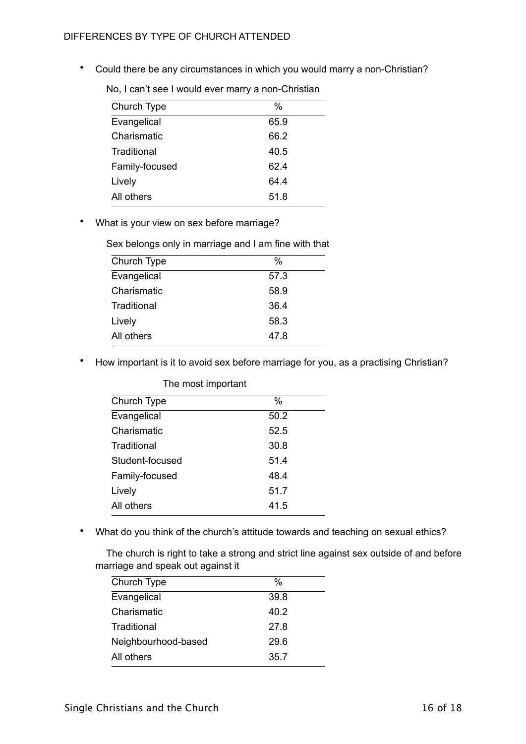## DIFFERENCES BY TYPE OF CHURCH ATTENDED

- Could there be any circumstances in which you would marry a non-Christian?

No, I can't see I would ever marry a non-Christian

| Church Type | % |
|---|---|
| Evangelical | 65.9 |
| Charismatic | 66.2 |
| Traditional | 40.5 |
| Family-focused | 62.4 |
| Lively | 64.4 |
| All others | 51.8 |

- What is your view on sex before marriage?

Sex belongs only in marriage and I am fine with that

| Church Type | % |
|---|---|
| Evangelical | 57.3 |
| Charismatic | 58.9 |
| Traditional | 36.4 |
| Lively | 58.3 |
| All others | 47.8 |

- How important is it to avoid sex before marriage for you, as a practising Christian?

The most important

| Church Type | % |
|---|---|
| Evangelical | 50.2 |
| Charismatic | 52.5 |
| Traditional | 30.8 |
| Student-focused | 51.4 |
| Family-focused | 48.4 |
| Lively | 51.7 |
| All others | 41.5 |

- What do you think of the church's attitude towards and teaching on sexual ethics?

The church is right to take a strong and strict line against sex outside of and before marriage and speak out against it

| Church Type | % |
|---|---|
| Evangelical | 39.8 |
| Charismatic | 40.2 |
| Traditional | 27.8 |
| Neighbourhood-based | 29.6 |
| All others | 35.7 |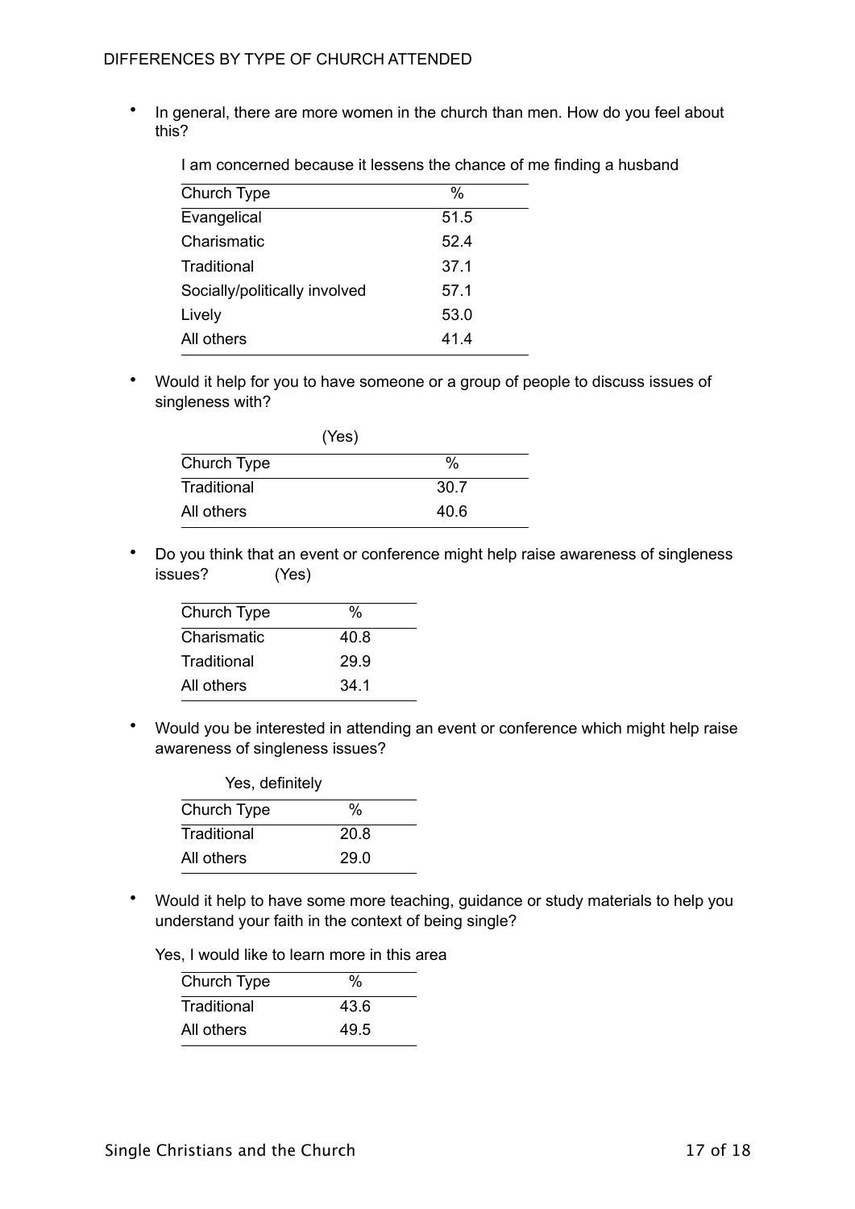DIFFERENCES BY TYPE OF CHURCH ATTENDED

- In general, there are more women in the church than men. How do you feel about this?

  I am concerned because it lessens the chance of me finding a husband

| Church Type | % |
|---|---|
| Evangelical | 51.5 |
| Charismatic | 52.4 |
| Traditional | 37.1 |
| Socially/politically involved | 57.1 |
| Lively | 53.0 |
| All others | 41.4 |

- Would it help for you to have someone or a group of people to discuss issues of singleness with?

  (Yes)

| Church Type | % |
|---|---|
| Traditional | 30.7 |
| All others | 40.6 |

- Do you think that an event or conference might help raise awareness of singleness issues? (Yes)

| Church Type | % |
|---|---|
| Charismatic | 40.8 |
| Traditional | 29.9 |
| All others | 34.1 |

- Would you be interested in attending an event or conference which might help raise awareness of singleness issues?

  Yes, definitely

| Church Type | % |
|---|---|
| Traditional | 20.8 |
| All others | 29.0 |

- Would it help to have some more teaching, guidance or study materials to help you understand your faith in the context of being single?

  Yes, I would like to learn more in this area

| Church Type | % |
|---|---|
| Traditional | 43.6 |
| All others | 49.5 |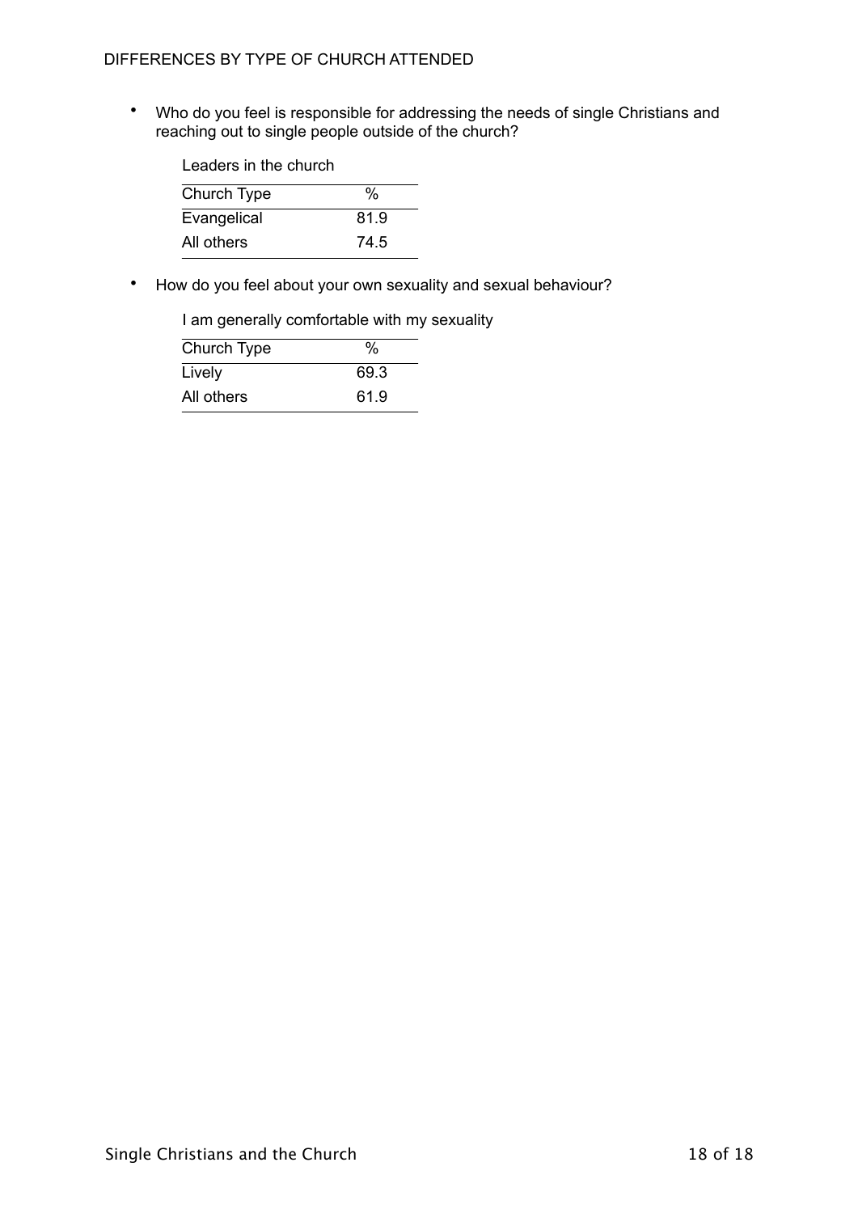## DIFFERENCES BY TYPE OF CHURCH ATTENDED

- Who do you feel is responsible for addressing the needs of single Christians and reaching out to single people outside of the church?

Leaders in the church

| Church Type | % |
|---|---|
| Evangelical | 81.9 |
| All others | 74.5 |

- How do you feel about your own sexuality and sexual behaviour?

I am generally comfortable with my sexuality

| Church Type | % |
|---|---|
| Lively | 69.3 |
| All others | 61.9 |